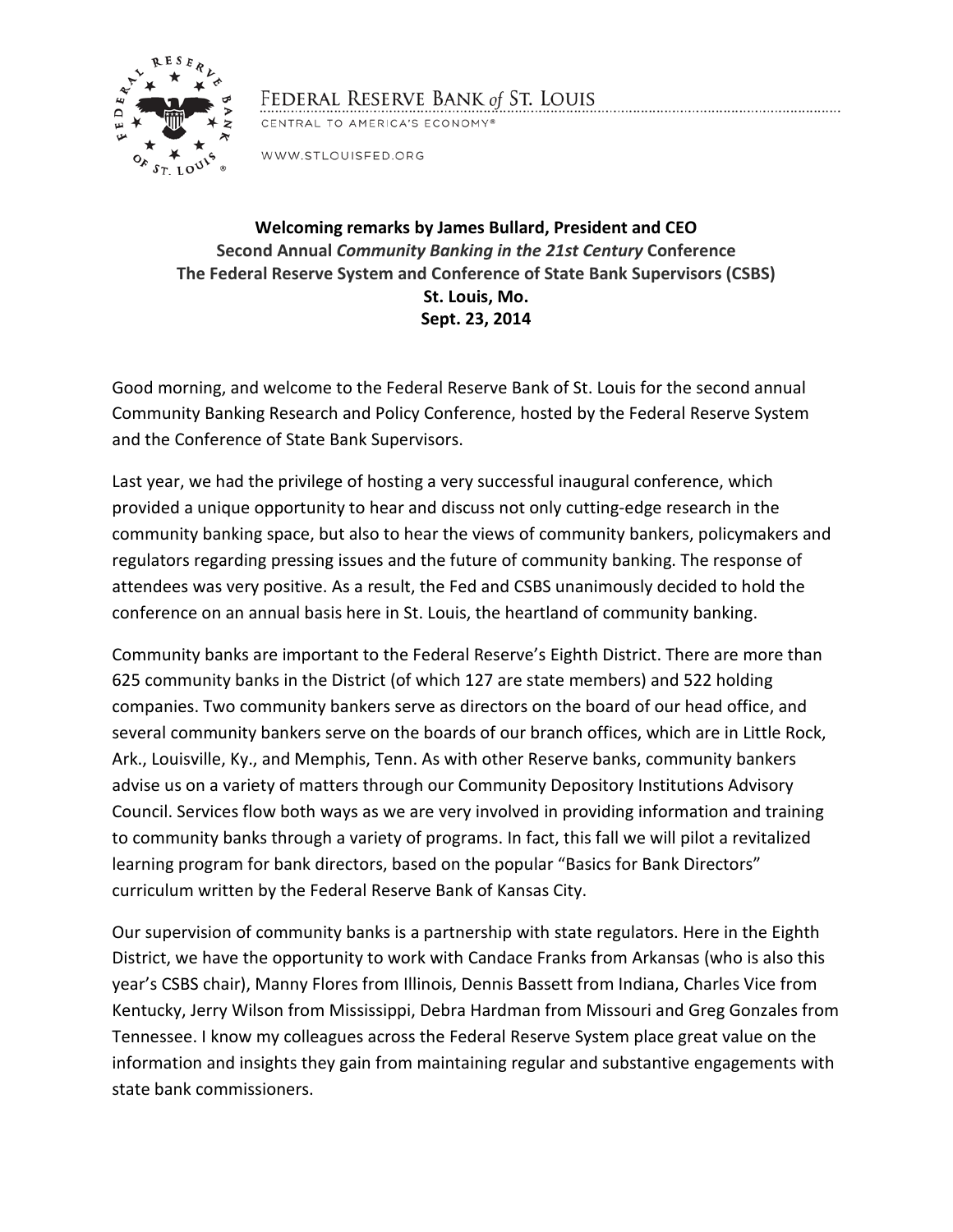FEDERAL RESERVE BANK *of* ST. LOUIS

CENTRAL TO AMERICA'S ECONOMY®

WWW.STLOUISFED.ORG

**Welcoming remarks by James Bullard, President and CEO**
**Second Annual *Community Banking in the 21st Century* Conference**
**The Federal Reserve System and Conference of State Bank Supervisors (CSBS)**
**St. Louis, Mo.**
**Sept. 23, 2014**

Good morning, and welcome to the Federal Reserve Bank of St. Louis for the second annual Community Banking Research and Policy Conference, hosted by the Federal Reserve System and the Conference of State Bank Supervisors.

Last year, we had the privilege of hosting a very successful inaugural conference, which provided a unique opportunity to hear and discuss not only cutting-edge research in the community banking space, but also to hear the views of community bankers, policymakers and regulators regarding pressing issues and the future of community banking. The response of attendees was very positive. As a result, the Fed and CSBS unanimously decided to hold the conference on an annual basis here in St. Louis, the heartland of community banking.

Community banks are important to the Federal Reserve's Eighth District. There are more than 625 community banks in the District (of which 127 are state members) and 522 holding companies. Two community bankers serve as directors on the board of our head office, and several community bankers serve on the boards of our branch offices, which are in Little Rock, Ark., Louisville, Ky., and Memphis, Tenn. As with other Reserve banks, community bankers advise us on a variety of matters through our Community Depository Institutions Advisory Council. Services flow both ways as we are very involved in providing information and training to community banks through a variety of programs. In fact, this fall we will pilot a revitalized learning program for bank directors, based on the popular "Basics for Bank Directors" curriculum written by the Federal Reserve Bank of Kansas City.

Our supervision of community banks is a partnership with state regulators. Here in the Eighth District, we have the opportunity to work with Candace Franks from Arkansas (who is also this year's CSBS chair), Manny Flores from Illinois, Dennis Bassett from Indiana, Charles Vice from Kentucky, Jerry Wilson from Mississippi, Debra Hardman from Missouri and Greg Gonzales from Tennessee. I know my colleagues across the Federal Reserve System place great value on the information and insights they gain from maintaining regular and substantive engagements with state bank commissioners.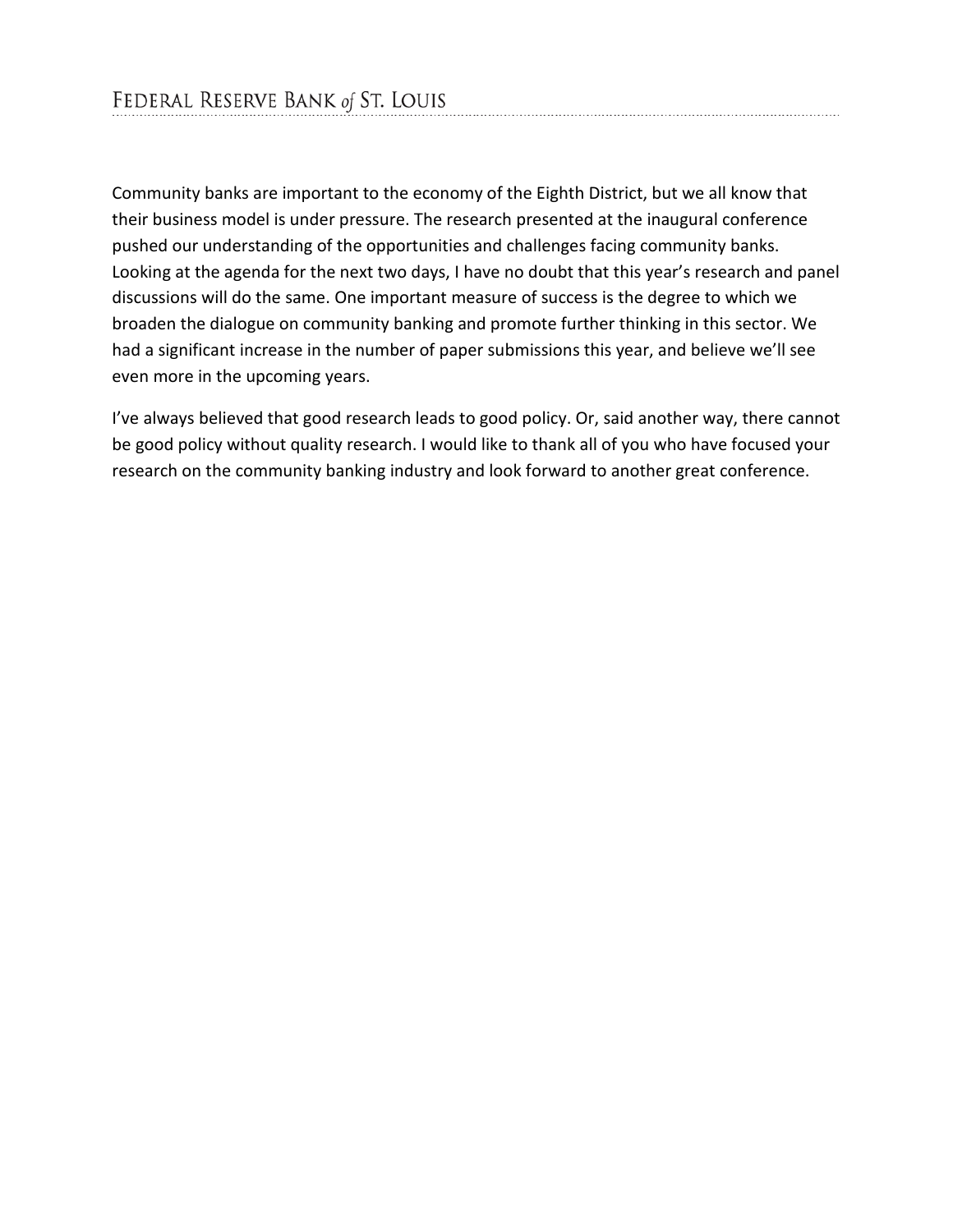Community banks are important to the economy of the Eighth District, but we all know that their business model is under pressure. The research presented at the inaugural conference pushed our understanding of the opportunities and challenges facing community banks. Looking at the agenda for the next two days, I have no doubt that this year's research and panel discussions will do the same. One important measure of success is the degree to which we broaden the dialogue on community banking and promote further thinking in this sector. We had a significant increase in the number of paper submissions this year, and believe we'll see even more in the upcoming years.

I've always believed that good research leads to good policy. Or, said another way, there cannot be good policy without quality research. I would like to thank all of you who have focused your research on the community banking industry and look forward to another great conference.